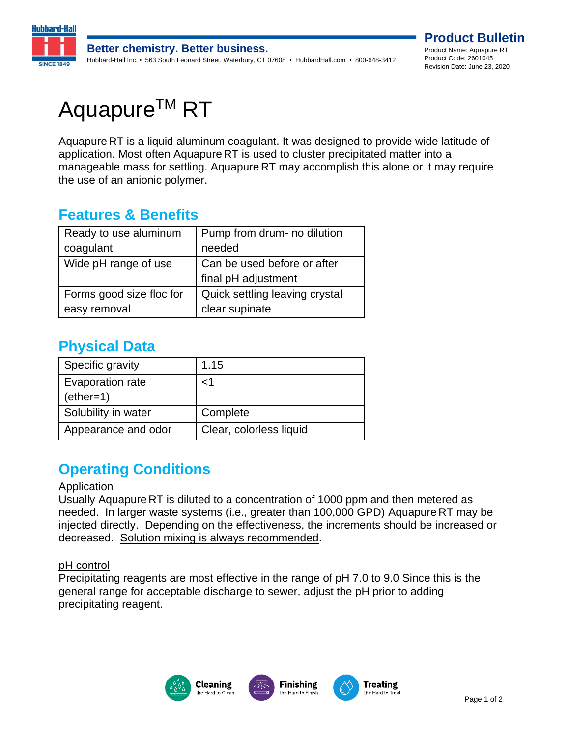Better chemistry. Better business.

Hubbard-Hall Inc. • 563 South Leonard Street, Waterbury, CT 07608 • HubbardHall.com • 800-648-3412

**Product Bulletin**

Product Name: Aquapure RT
Product Code: 2601045
Revision Date: June 23, 2020

# Aquapure™ RT

Aquapure RT is a liquid aluminum coagulant. It was designed to provide wide latitude of application. Most often Aquapure RT is used to cluster precipitated matter into a manageable mass for settling. Aquapure RT may accomplish this alone or it may require the use of an anionic polymer.

## Features & Benefits

| | |
|---|---|
| Ready to use aluminum coagulant | Pump from drum- no dilution needed |
| Wide pH range of use | Can be used before or after final pH adjustment |
| Forms good size floc for easy removal | Quick settling leaving crystal clear supinate |

## Physical Data

| | |
|---|---|
| Specific gravity | 1.15 |
| Evaporation rate (ether=1) | <1 |
| Solubility in water | Complete |
| Appearance and odor | Clear, colorless liquid |

## Operating Conditions

Application

Usually Aquapure RT is diluted to a concentration of 1000 ppm and then metered as needed. In larger waste systems (i.e., greater than 100,000 GPD) Aquapure RT may be injected directly. Depending on the effectiveness, the increments should be increased or decreased. Solution mixing is always recommended.

pH control

Precipitating reagents are most effective in the range of pH 7.0 to 9.0 Since this is the general range for acceptable discharge to sewer, adjust the pH prior to adding precipitating reagent.

Cleaning the Hard to Clean | Finishing the Hard to Finish | Treating the Hard to Treat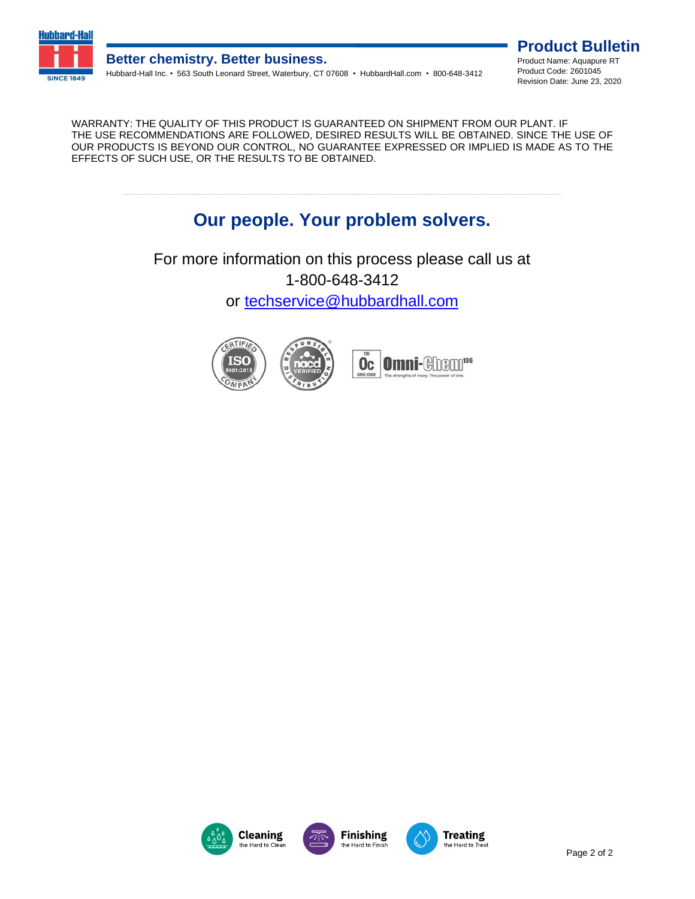WARRANTY: THE QUALITY OF THIS PRODUCT IS GUARANTEED ON SHIPMENT FROM OUR PLANT. IF THE USE RECOMMENDATIONS ARE FOLLOWED, DESIRED RESULTS WILL BE OBTAINED. SINCE THE USE OF OUR PRODUCTS IS BEYOND OUR CONTROL, NO GUARANTEE EXPRESSED OR IMPLIED IS MADE AS TO THE EFFECTS OF SUCH USE, OR THE RESULTS TO BE OBTAINED.

---

## Our people. Your problem solvers.

For more information on this process please call us at
1-800-648-3412
or techservice@hubbardhall.com